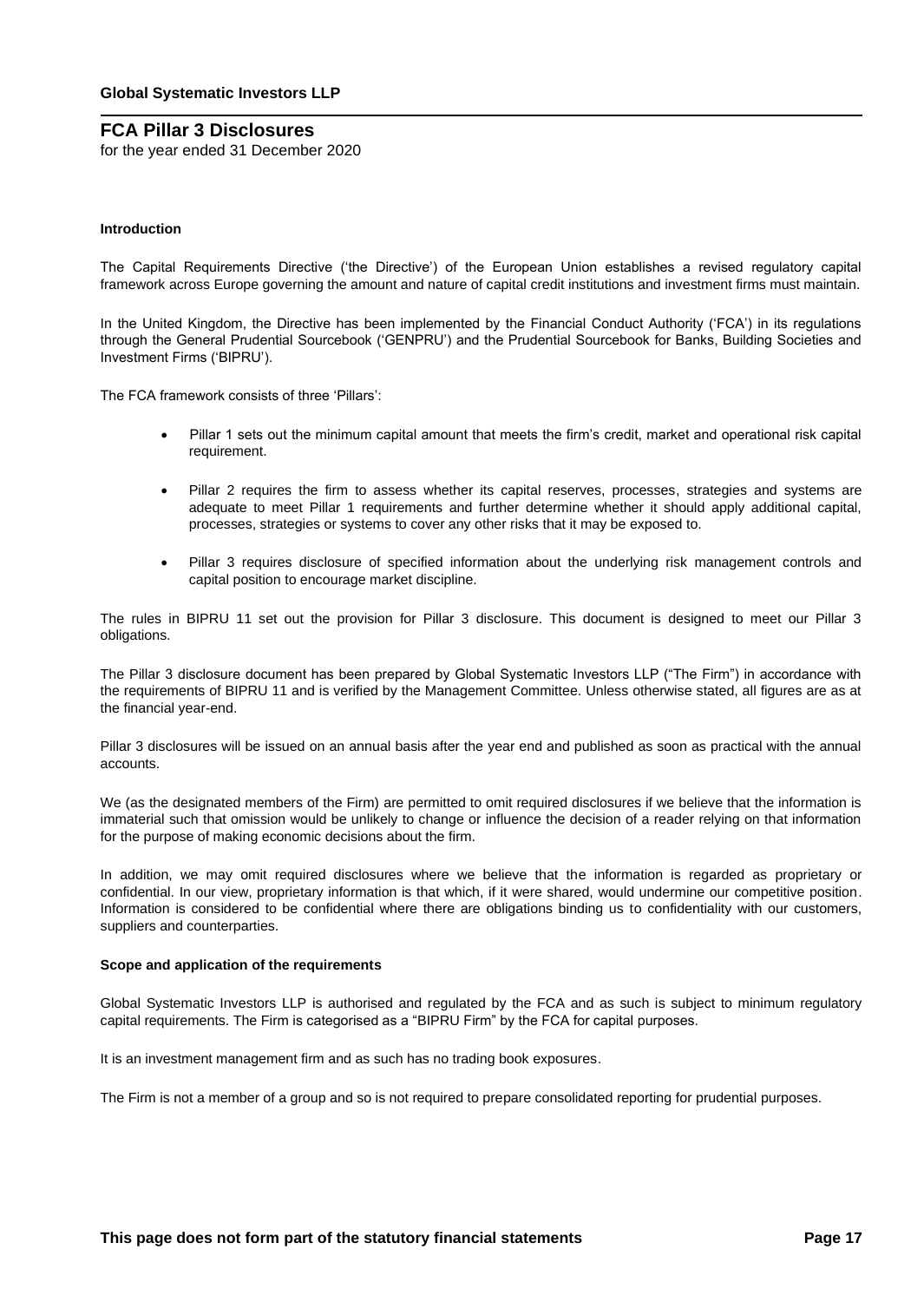# FCA Pillar 3 Disclosures

for the year ended 31 December 2020

### Introduction

The Capital Requirements Directive ('the Directive') of the European Union establishes a revised regulatory capital framework across Europe governing the amount and nature of capital credit institutions and investment firms must maintain.

In the United Kingdom, the Directive has been implemented by the Financial Conduct Authority ('FCA') in its regulations through the General Prudential Sourcebook ('GENPRU') and the Prudential Sourcebook for Banks, Building Societies and Investment Firms ('BIPRU').

The FCA framework consists of three 'Pillars':

- Pillar 1 sets out the minimum capital amount that meets the firm's credit, market and operational risk capital requirement.
- Pillar 2 requires the firm to assess whether its capital reserves, processes, strategies and systems are adequate to meet Pillar 1 requirements and further determine whether it should apply additional capital, processes, strategies or systems to cover any other risks that it may be exposed to.
- Pillar 3 requires disclosure of specified information about the underlying risk management controls and capital position to encourage market discipline.

The rules in BIPRU 11 set out the provision for Pillar 3 disclosure. This document is designed to meet our Pillar 3 obligations.

The Pillar 3 disclosure document has been prepared by Global Systematic Investors LLP ("The Firm") in accordance with the requirements of BIPRU 11 and is verified by the Management Committee. Unless otherwise stated, all figures are as at the financial year-end.

Pillar 3 disclosures will be issued on an annual basis after the year end and published as soon as practical with the annual accounts.

We (as the designated members of the Firm) are permitted to omit required disclosures if we believe that the information is immaterial such that omission would be unlikely to change or influence the decision of a reader relying on that information for the purpose of making economic decisions about the firm.

In addition, we may omit required disclosures where we believe that the information is regarded as proprietary or confidential. In our view, proprietary information is that which, if it were shared, would undermine our competitive position. Information is considered to be confidential where there are obligations binding us to confidentiality with our customers, suppliers and counterparties.

### Scope and application of the requirements

Global Systematic Investors LLP is authorised and regulated by the FCA and as such is subject to minimum regulatory capital requirements. The Firm is categorised as a "BIPRU Firm" by the FCA for capital purposes.

It is an investment management firm and as such has no trading book exposures.

The Firm is not a member of a group and so is not required to prepare consolidated reporting for prudential purposes.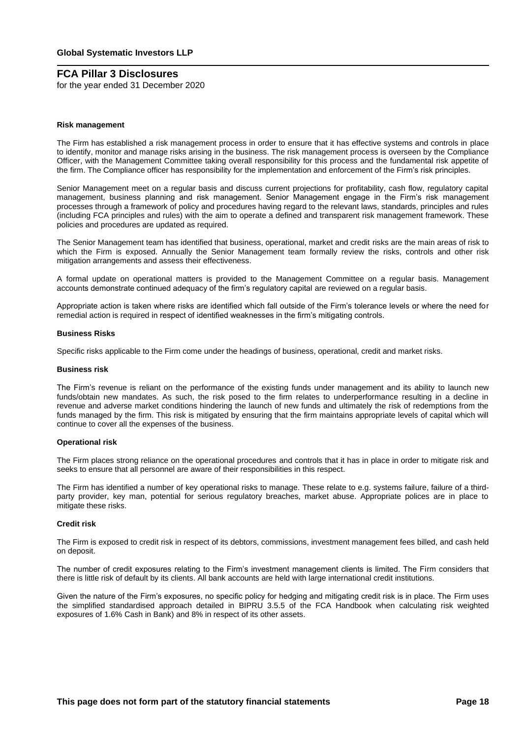**Risk management**

The Firm has established a risk management process in order to ensure that it has effective systems and controls in place to identify, monitor and manage risks arising in the business. The risk management process is overseen by the Compliance Officer, with the Management Committee taking overall responsibility for this process and the fundamental risk appetite of the firm. The Compliance officer has responsibility for the implementation and enforcement of the Firm's risk principles.

Senior Management meet on a regular basis and discuss current projections for profitability, cash flow, regulatory capital management, business planning and risk management. Senior Management engage in the Firm's risk management processes through a framework of policy and procedures having regard to the relevant laws, standards, principles and rules (including FCA principles and rules) with the aim to operate a defined and transparent risk management framework. These policies and procedures are updated as required.

The Senior Management team has identified that business, operational, market and credit risks are the main areas of risk to which the Firm is exposed. Annually the Senior Management team formally review the risks, controls and other risk mitigation arrangements and assess their effectiveness.

A formal update on operational matters is provided to the Management Committee on a regular basis. Management accounts demonstrate continued adequacy of the firm's regulatory capital are reviewed on a regular basis.

Appropriate action is taken where risks are identified which fall outside of the Firm's tolerance levels or where the need for remedial action is required in respect of identified weaknesses in the firm's mitigating controls.

**Business Risks**

Specific risks applicable to the Firm come under the headings of business, operational, credit and market risks.

**Business risk**

The Firm's revenue is reliant on the performance of the existing funds under management and its ability to launch new funds/obtain new mandates. As such, the risk posed to the firm relates to underperformance resulting in a decline in revenue and adverse market conditions hindering the launch of new funds and ultimately the risk of redemptions from the funds managed by the firm. This risk is mitigated by ensuring that the firm maintains appropriate levels of capital which will continue to cover all the expenses of the business.

**Operational risk**

The Firm places strong reliance on the operational procedures and controls that it has in place in order to mitigate risk and seeks to ensure that all personnel are aware of their responsibilities in this respect.

The Firm has identified a number of key operational risks to manage. These relate to e.g. systems failure, failure of a third-party provider, key man, potential for serious regulatory breaches, market abuse. Appropriate polices are in place to mitigate these risks.

**Credit risk**

The Firm is exposed to credit risk in respect of its debtors, commissions, investment management fees billed, and cash held on deposit.

The number of credit exposures relating to the Firm's investment management clients is limited. The Firm considers that there is little risk of default by its clients. All bank accounts are held with large international credit institutions.

Given the nature of the Firm's exposures, no specific policy for hedging and mitigating credit risk is in place. The Firm uses the simplified standardised approach detailed in BIPRU 3.5.5 of the FCA Handbook when calculating risk weighted exposures of 1.6% Cash in Bank) and 8% in respect of its other assets.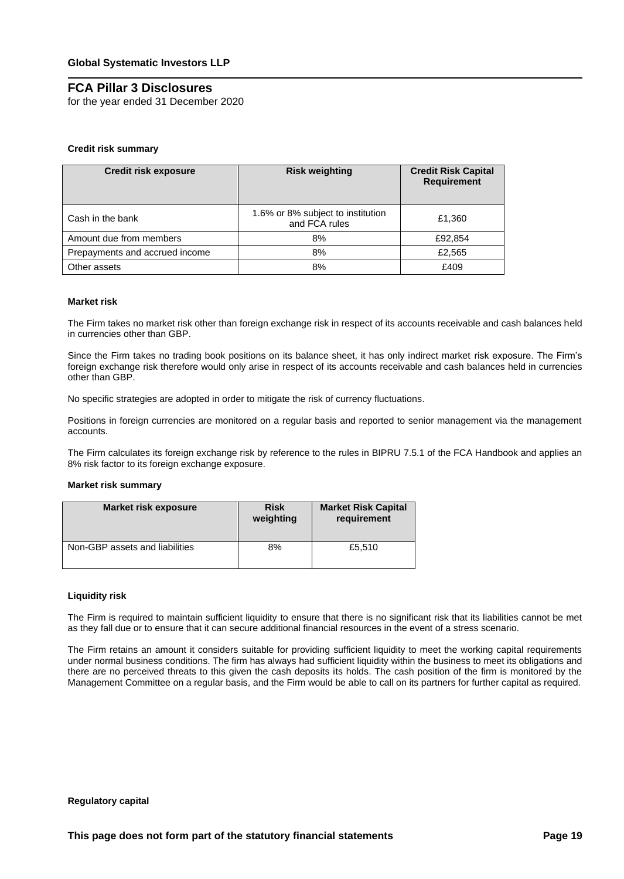**Credit risk summary**

| Credit risk exposure | Risk weighting | Credit Risk Capital Requirement |
|---|---|---|
| Cash in the bank | 1.6% or 8% subject to institution and FCA rules | £1,360 |
| Amount due from members | 8% | £92,854 |
| Prepayments and accrued income | 8% | £2,565 |
| Other assets | 8% | £409 |

**Market risk**

The Firm takes no market risk other than foreign exchange risk in respect of its accounts receivable and cash balances held in currencies other than GBP.

Since the Firm takes no trading book positions on its balance sheet, it has only indirect market risk exposure. The Firm's foreign exchange risk therefore would only arise in respect of its accounts receivable and cash balances held in currencies other than GBP.

No specific strategies are adopted in order to mitigate the risk of currency fluctuations.

Positions in foreign currencies are monitored on a regular basis and reported to senior management via the management accounts.

The Firm calculates its foreign exchange risk by reference to the rules in BIPRU 7.5.1 of the FCA Handbook and applies an 8% risk factor to its foreign exchange exposure.

**Market risk summary**

| Market risk exposure | Risk weighting | Market Risk Capital requirement |
|---|---|---|
| Non-GBP assets and liabilities | 8% | £5,510 |

**Liquidity risk**

The Firm is required to maintain sufficient liquidity to ensure that there is no significant risk that its liabilities cannot be met as they fall due or to ensure that it can secure additional financial resources in the event of a stress scenario.

The Firm retains an amount it considers suitable for providing sufficient liquidity to meet the working capital requirements under normal business conditions. The firm has always had sufficient liquidity within the business to meet its obligations and there are no perceived threats to this given the cash deposits its holds. The cash position of the firm is monitored by the Management Committee on a regular basis, and the Firm would be able to call on its partners for further capital as required.

**Regulatory capital**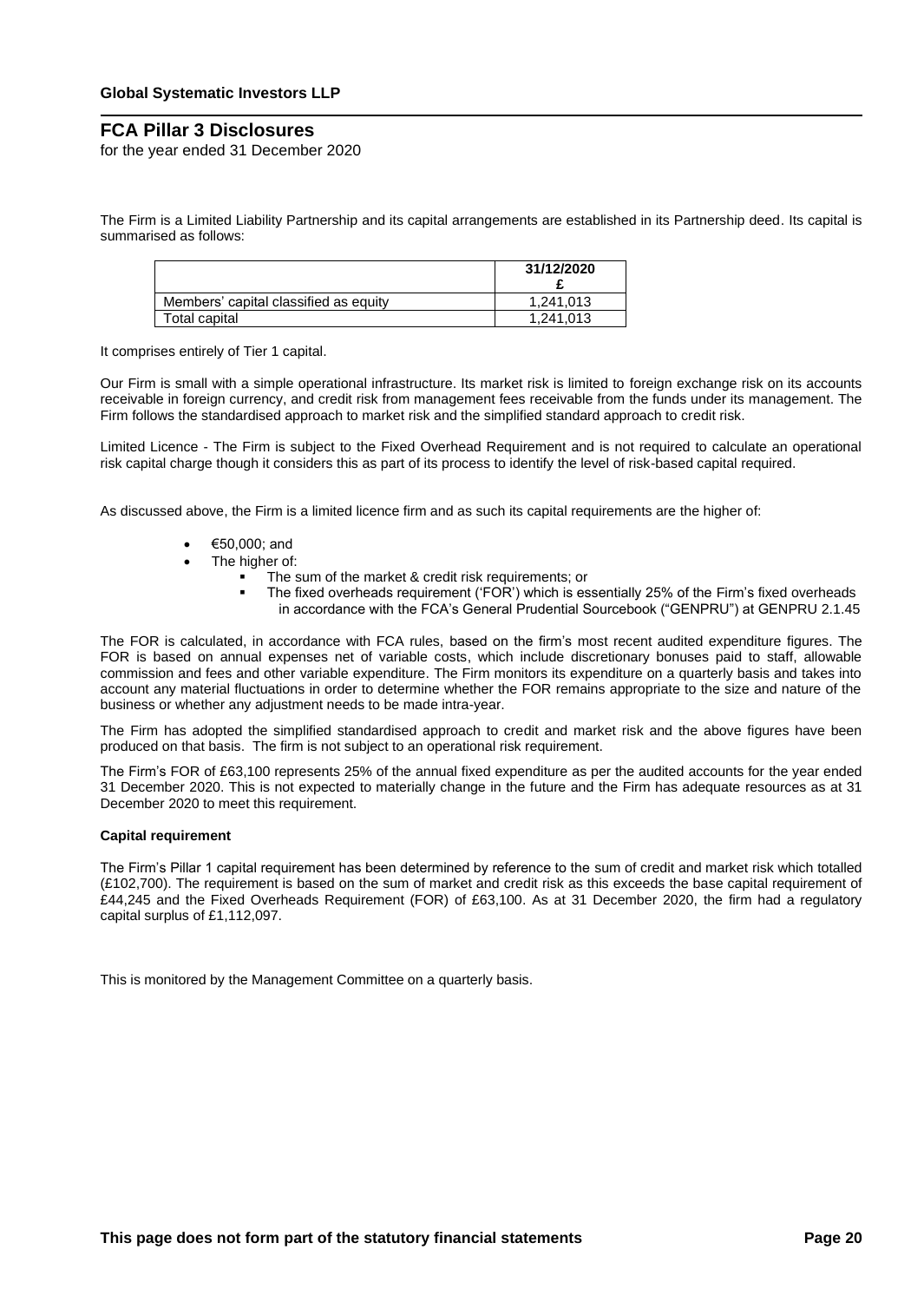The Firm is a Limited Liability Partnership and its capital arrangements are established in its Partnership deed. Its capital is summarised as follows:

| | 31/12/2020<br>£ |
|---|---|
| Members' capital classified as equity | 1,241,013 |
| Total capital | 1,241,013 |

It comprises entirely of Tier 1 capital.

Our Firm is small with a simple operational infrastructure. Its market risk is limited to foreign exchange risk on its accounts receivable in foreign currency, and credit risk from management fees receivable from the funds under its management. The Firm follows the standardised approach to market risk and the simplified standard approach to credit risk.

Limited Licence - The Firm is subject to the Fixed Overhead Requirement and is not required to calculate an operational risk capital charge though it considers this as part of its process to identify the level of risk-based capital required.

As discussed above, the Firm is a limited licence firm and as such its capital requirements are the higher of:

- €50,000; and
- The higher of:
  - The sum of the market & credit risk requirements; or
  - The fixed overheads requirement ('FOR') which is essentially 25% of the Firm's fixed overheads in accordance with the FCA's General Prudential Sourcebook ("GENPRU") at GENPRU 2.1.45

The FOR is calculated, in accordance with FCA rules, based on the firm's most recent audited expenditure figures. The FOR is based on annual expenses net of variable costs, which include discretionary bonuses paid to staff, allowable commission and fees and other variable expenditure. The Firm monitors its expenditure on a quarterly basis and takes into account any material fluctuations in order to determine whether the FOR remains appropriate to the size and nature of the business or whether any adjustment needs to be made intra-year.

The Firm has adopted the simplified standardised approach to credit and market risk and the above figures have been produced on that basis. The firm is not subject to an operational risk requirement.

The Firm's FOR of £63,100 represents 25% of the annual fixed expenditure as per the audited accounts for the year ended 31 December 2020. This is not expected to materially change in the future and the Firm has adequate resources as at 31 December 2020 to meet this requirement.

**Capital requirement**

The Firm's Pillar 1 capital requirement has been determined by reference to the sum of credit and market risk which totalled (£102,700). The requirement is based on the sum of market and credit risk as this exceeds the base capital requirement of £44,245 and the Fixed Overheads Requirement (FOR) of £63,100. As at 31 December 2020, the firm had a regulatory capital surplus of £1,112,097.

This is monitored by the Management Committee on a quarterly basis.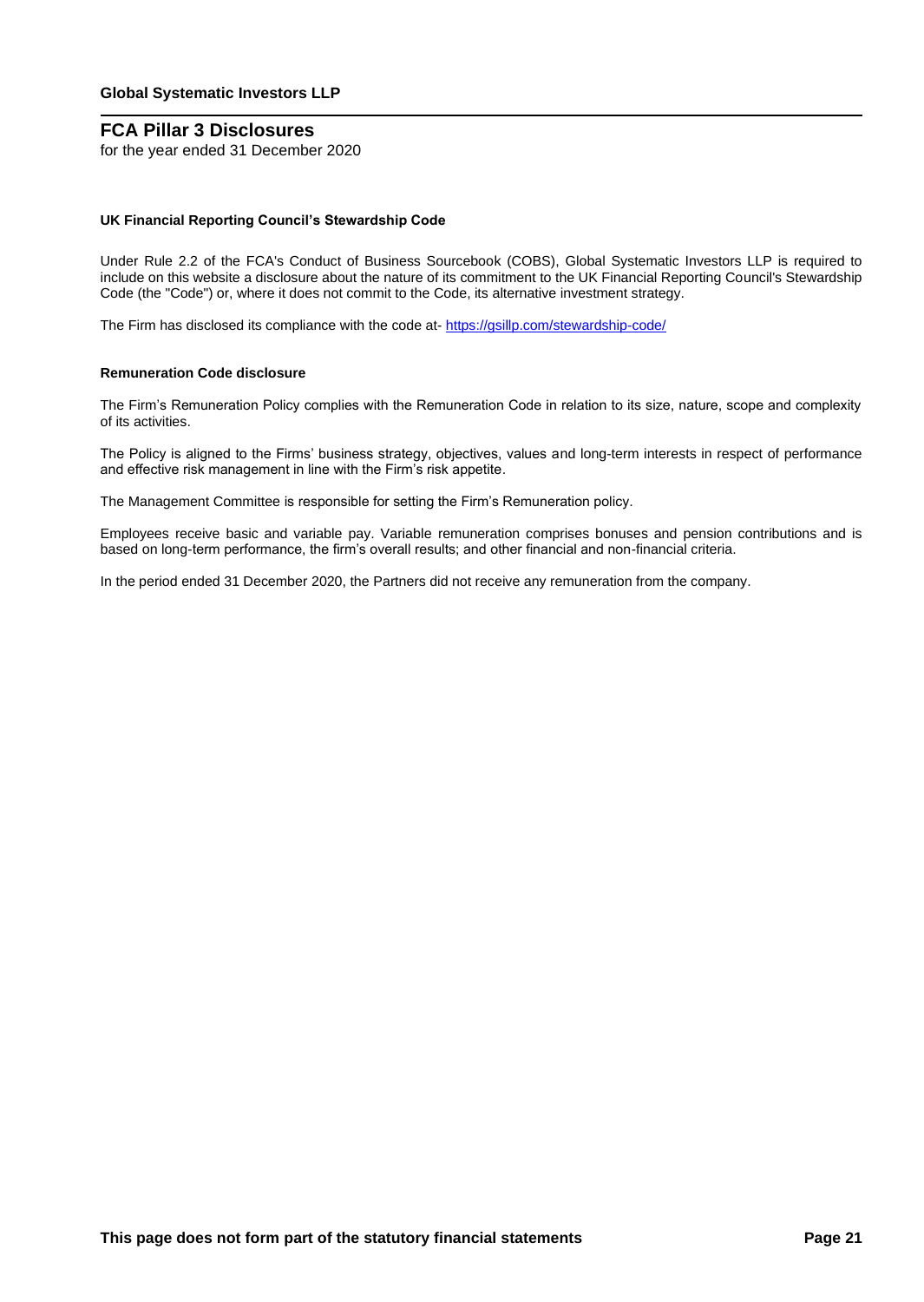#### UK Financial Reporting Council's Stewardship Code

Under Rule 2.2 of the FCA's Conduct of Business Sourcebook (COBS), Global Systematic Investors LLP is required to include on this website a disclosure about the nature of its commitment to the UK Financial Reporting Council's Stewardship Code (the "Code") or, where it does not commit to the Code, its alternative investment strategy.

The Firm has disclosed its compliance with the code at- https://gsillp.com/stewardship-code/

#### Remuneration Code disclosure

The Firm's Remuneration Policy complies with the Remuneration Code in relation to its size, nature, scope and complexity of its activities.

The Policy is aligned to the Firms' business strategy, objectives, values and long-term interests in respect of performance and effective risk management in line with the Firm's risk appetite.

The Management Committee is responsible for setting the Firm's Remuneration policy.

Employees receive basic and variable pay. Variable remuneration comprises bonuses and pension contributions and is based on long-term performance, the firm's overall results; and other financial and non-financial criteria.

In the period ended 31 December 2020, the Partners did not receive any remuneration from the company.